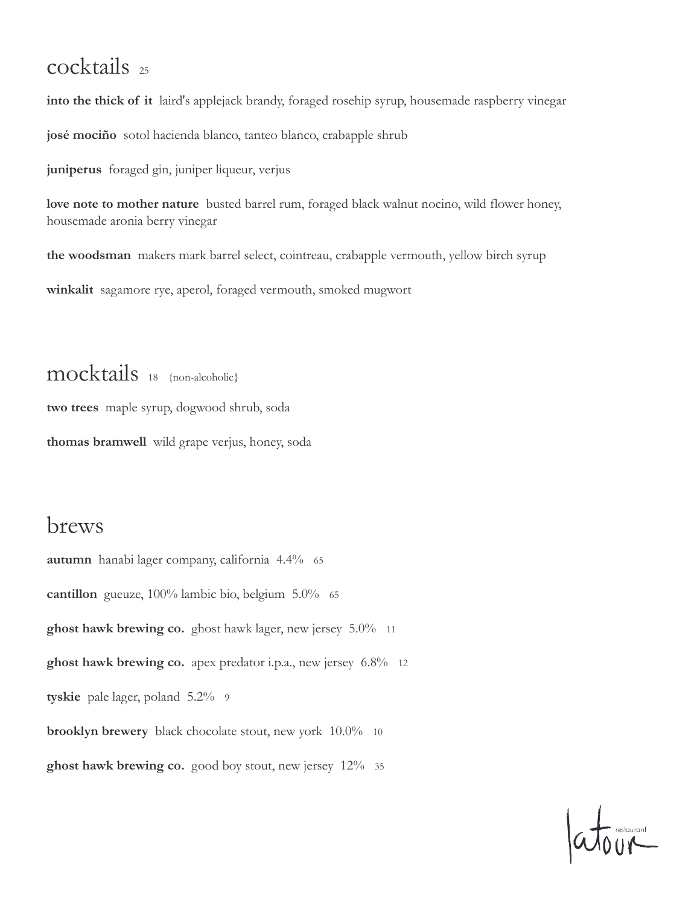## cocktails 25

**into the thick of it** laird's applejack brandy, foraged rosehip syrup, housemade raspberry vinegar

**josé mociño** sotol hacienda blanco, tanteo blanco, crabapple shrub

**juniperus** foraged gin, juniper liqueur, verjus

**love note to mother nature** busted barrel rum, foraged black walnut nocino, wild flower honey, housemade aronia berry vinegar

**the woodsman** makers mark barrel select, cointreau, crabapple vermouth, yellow birch syrup

**winkalit** sagamore rye, aperol, foraged vermouth, smoked mugwort

## mocktails 18 {non-alcoholic}

**two trees** maple syrup, dogwood shrub, soda

**thomas bramwell** wild grape verjus, honey, soda

## brews

**autumn** hanabi lager company, california 4.4% 65

**cantillon** gueuze, 100% lambic bio, belgium 5.0% 65

**ghost hawk brewing co.** ghost hawk lager, new jersey 5.0% 11

**ghost hawk brewing co.** apex predator i.p.a., new jersey 6.8% 12

**tyskie** pale lager, poland 5.2% 9

**brooklyn brewery** black chocolate stout, new york 10.0% 10

**ghost hawk brewing co.** good boy stout, new jersey 12% 35

latour restaurant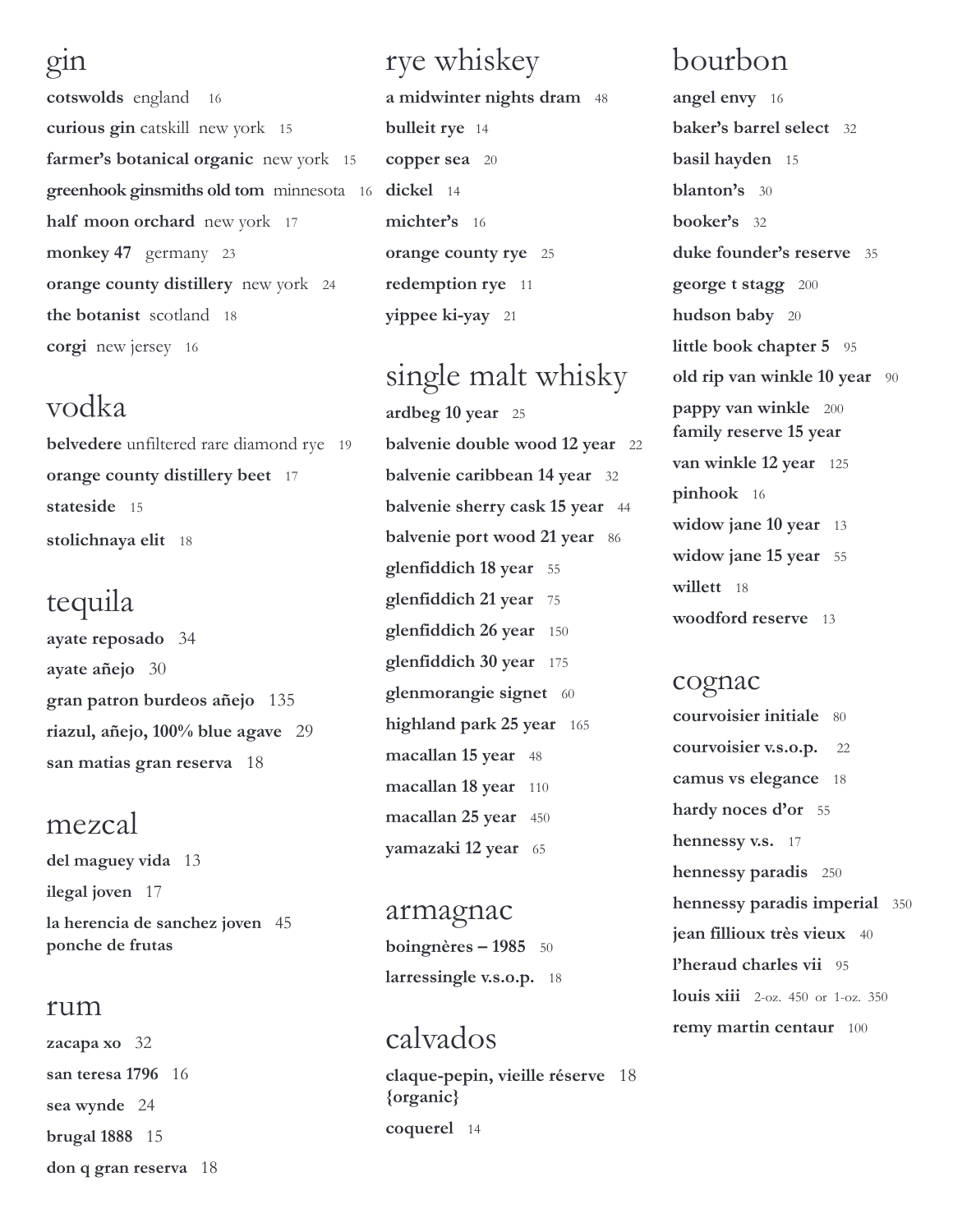## gin

**cotswolds** england 16

**curious gin** catskill new york 15

**farmer's botanical organic** new york 15

**greenhook ginsmiths old tom** minnesota 16

**half moon orchard** new york 17

**monkey 47** germany 23

**orange county distillery** new york 24

**the botanist** scotland 18

**corgi** new jersey 16

## vodka

**belvedere** unfiltered rare diamond rye 19

**orange county distillery beet** 17

**stateside** 15

**stolichnaya elit** 18

## tequila

**ayate reposado** 34

**ayate añejo** 30

**gran patron burdeos añejo** 135

**riazul, añejo, 100% blue agave** 29

**san matias gran reserva** 18

## mezcal

**del maguey vida** 13

**ilegal joven** 17

**la herencia de sanchez joven ponche de frutas** 45

## rum

**zacapa xo** 32

**san teresa 1796** 16

**sea wynde** 24

**brugal 1888** 15

**don q gran reserva** 18

## rye whiskey

**a midwinter nights dram** 48

**bulleit rye** 14

**copper sea** 20

**dickel** 14

**michter's** 16

**orange county rye** 25

**redemption rye** 11

**yippee ki-yay** 21

## single malt whisky

**ardbeg 10 year** 25

**balvenie double wood 12 year** 22

**balvenie caribbean 14 year** 32

**balvenie sherry cask 15 year** 44

**balvenie port wood 21 year** 86

**glenfiddich 18 year** 55

**glenfiddich 21 year** 75

**glenfiddich 26 year** 150

**glenfiddich 30 year** 175

**glenmorangie signet** 60

**highland park 25 year** 165

**macallan 15 year** 48

**macallan 18 year** 110

**macallan 25 year** 450

**yamazaki 12 year** 65

## armagnac

**boingnères – 1985** 50

**larressingle v.s.o.p.** 18

## calvados

**claque-pepin, vieille réserve {organic}** 18

**coquerel** 14

## bourbon

**angel envy** 16

**baker's barrel select** 32

**basil hayden** 15

**blanton's** 30

**booker's** 32

**duke founder's reserve** 35

**george t stagg** 200

**hudson baby** 20

**little book chapter 5** 95

**old rip van winkle 10 year** 90

**pappy van winkle family reserve 15 year** 200

**van winkle 12 year** 125

**pinhook** 16

**widow jane 10 year** 13

**widow jane 15 year** 55

**willett** 18

**woodford reserve** 13

## cognac

**courvoisier initiale** 80

**courvoisier v.s.o.p.** 22

**camus vs elegance** 18

**hardy noces d'or** 55

**hennessy v.s.** 17

**hennessy paradis** 250

**hennessy paradis imperial** 350

**jean fillioux très vieux** 40

**l'heraud charles vii** 95

**louis xiii** 2-oz. 450 or 1-oz. 350

**remy martin centaur** 100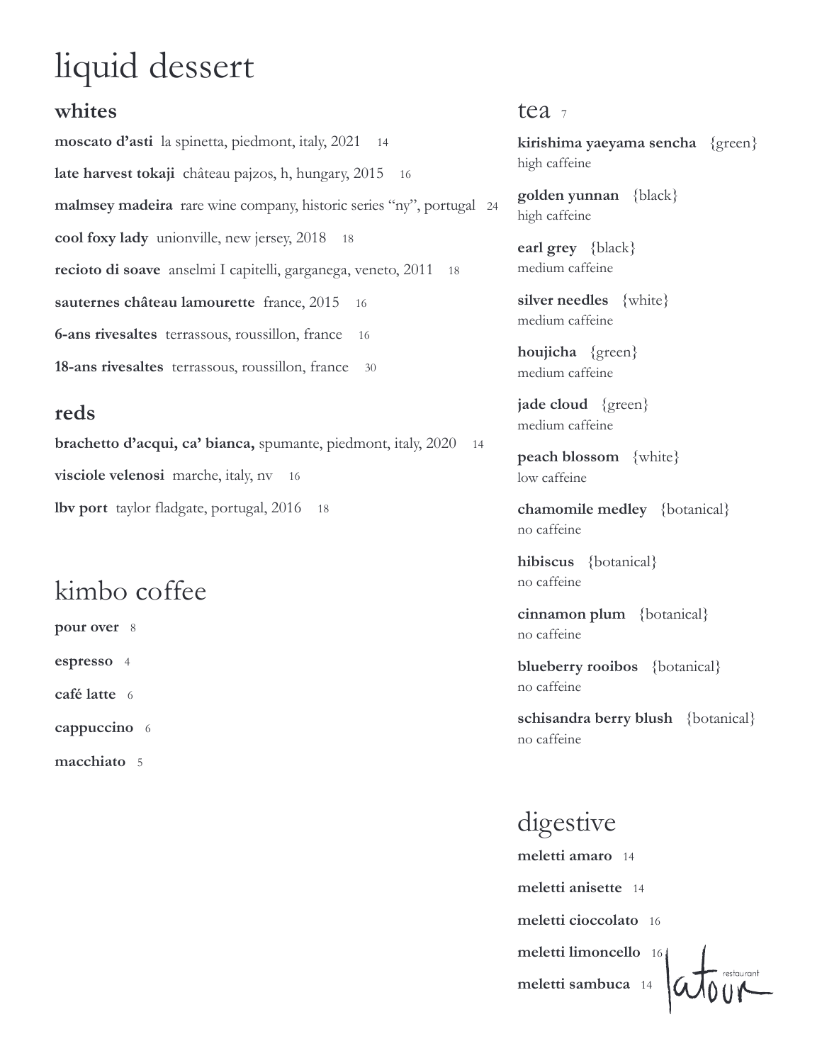# liquid dessert

## whites

**moscato d'asti** la spinetta, piedmont, italy, 2021 14

**late harvest tokaji** château pajzos, h, hungary, 2015 16

**malmsey madeira** rare wine company, historic series "ny", portugal 24

**cool foxy lady** unionville, new jersey, 2018 18

**recioto di soave** anselmi I capitelli, garganega, veneto, 2011 18

**sauternes château lamourette** france, 2015 16

**6-ans rivesaltes** terrassous, roussillon, france 16

**18-ans rivesaltes** terrassous, roussillon, france 30

## reds

**brachetto d'acqui, ca' bianca,** spumante, piedmont, italy, 2020 14

**visciole velenosi** marche, italy, nv 16

**lbv port** taylor fladgate, portugal, 2016 18

# kimbo coffee

**pour over** 8

**espresso** 4

**café latte** 6

**cappuccino** 6

**macchiato** 5

# tea 7

**kirishima yaeyama sencha** {green}
high caffeine

**golden yunnan** {black}
high caffeine

**earl grey** {black}
medium caffeine

**silver needles** {white}
medium caffeine

**houjicha** {green}
medium caffeine

**jade cloud** {green}
medium caffeine

**peach blossom** {white}
low caffeine

**chamomile medley** {botanical}
no caffeine

**hibiscus** {botanical}
no caffeine

**cinnamon plum** {botanical}
no caffeine

**blueberry rooibos** {botanical}
no caffeine

**schisandra berry blush** {botanical}
no caffeine

# digestive

**meletti amaro** 14

**meletti anisette** 14

**meletti cioccolato** 16

**meletti limoncello** 16

**meletti sambuca** 14

latour restaurant